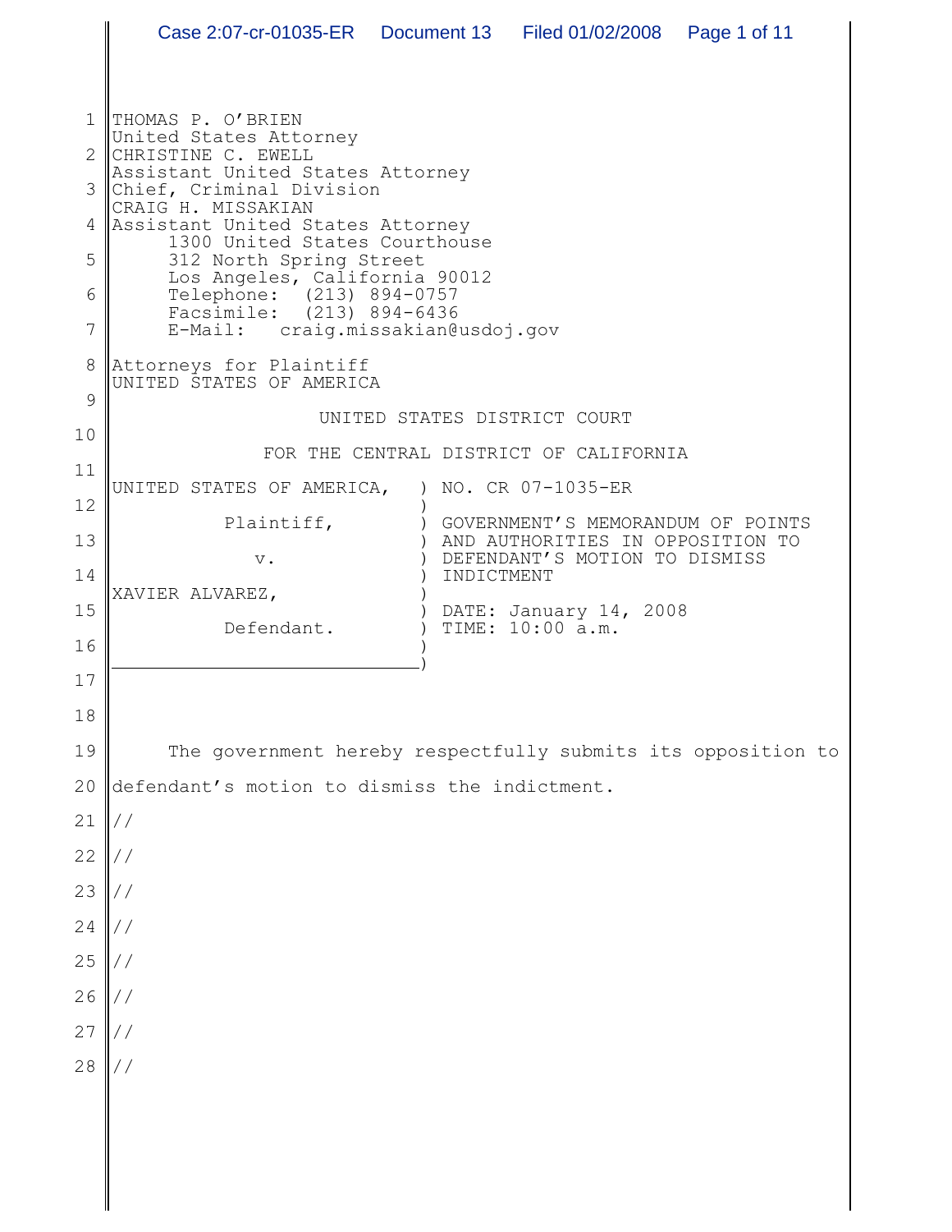THOMAS P. O'BRIEN
United States Attorney
CHRISTINE C. EWELL
Assistant United States Attorney
Chief, Criminal Division
CRAIG H. MISSAKIAN
Assistant United States Attorney
1300 United States Courthouse
312 North Spring Street
Los Angeles, California 90012
Telephone: (213) 894-0757
Facsimile: (213) 894-6436
E-Mail: craig.missakian@usdoj.gov

Attorneys for Plaintiff
UNITED STATES OF AMERICA

UNITED STATES DISTRICT COURT

FOR THE CENTRAL DISTRICT OF CALIFORNIA

| | |
|---|---|
| UNITED STATES OF AMERICA, | NO. CR 07-1035-ER |
| Plaintiff, | GOVERNMENT'S MEMORANDUM OF POINTS AND AUTHORITIES IN OPPOSITION TO DEFENDANT'S MOTION TO DISMISS INDICTMENT |
| v. | |
| XAVIER ALVAREZ, | DATE: January 14, 2008 |
| Defendant. | TIME: 10:00 a.m. |

The government hereby respectfully submits its opposition to defendant's motion to dismiss the indictment.

//

//

//

//

//

//

//

//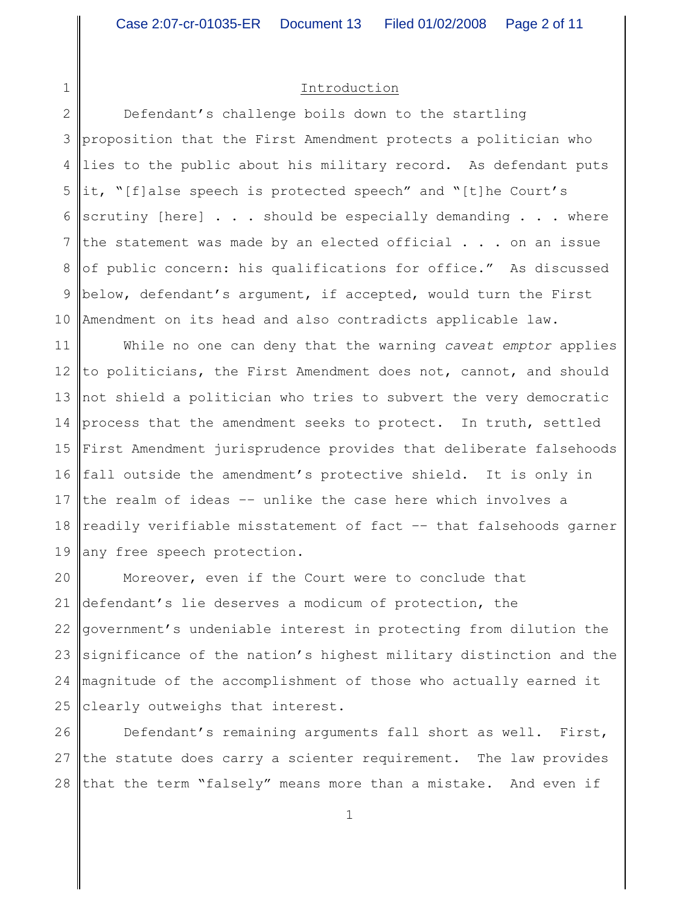## Introduction

Defendant's challenge boils down to the startling proposition that the First Amendment protects a politician who lies to the public about his military record. As defendant puts it, "[f]alse speech is protected speech" and "[t]he Court's scrutiny [here] . . . should be especially demanding . . . where the statement was made by an elected official . . . on an issue of public concern: his qualifications for office." As discussed below, defendant's argument, if accepted, would turn the First Amendment on its head and also contradicts applicable law.

While no one can deny that the warning *caveat emptor* applies to politicians, the First Amendment does not, cannot, and should not shield a politician who tries to subvert the very democratic process that the amendment seeks to protect. In truth, settled First Amendment jurisprudence provides that deliberate falsehoods fall outside the amendment's protective shield. It is only in the realm of ideas -- unlike the case here which involves a readily verifiable misstatement of fact -- that falsehoods garner any free speech protection.

Moreover, even if the Court were to conclude that defendant's lie deserves a modicum of protection, the government's undeniable interest in protecting from dilution the significance of the nation's highest military distinction and the magnitude of the accomplishment of those who actually earned it clearly outweighs that interest.

Defendant's remaining arguments fall short as well. First, the statute does carry a scienter requirement. The law provides that the term "falsely" means more than a mistake. And even if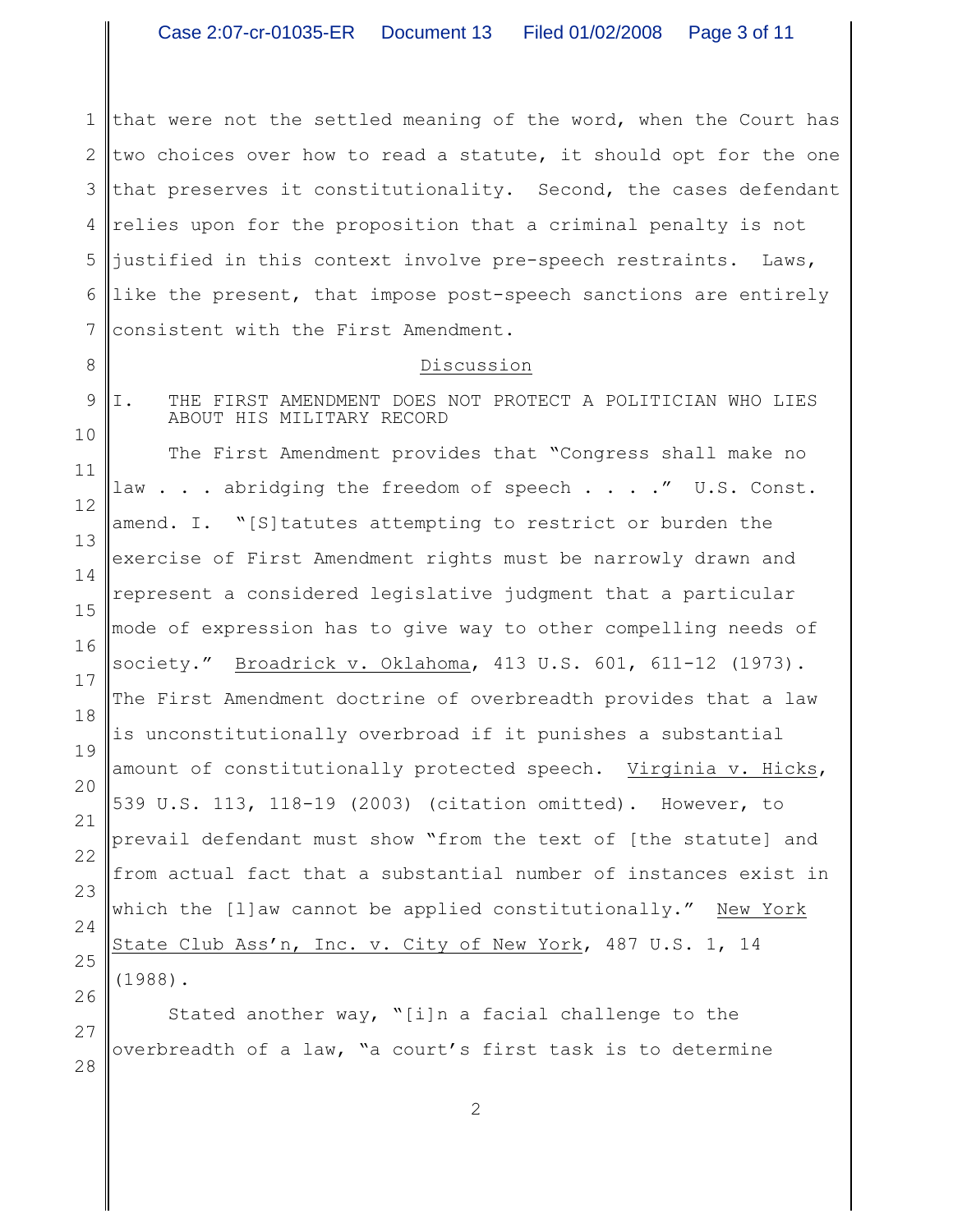that were not the settled meaning of the word, when the Court has two choices over how to read a statute, it should opt for the one that preserves it constitutionality. Second, the cases defendant relies upon for the proposition that a criminal penalty is not justified in this context involve pre-speech restraints. Laws, like the present, that impose post-speech sanctions are entirely consistent with the First Amendment.

## Discussion

### I. THE FIRST AMENDMENT DOES NOT PROTECT A POLITICIAN WHO LIES ABOUT HIS MILITARY RECORD

The First Amendment provides that "Congress shall make no law . . . abridging the freedom of speech . . . ." U.S. Const. amend. I. "[S]tatutes attempting to restrict or burden the exercise of First Amendment rights must be narrowly drawn and represent a considered legislative judgment that a particular mode of expression has to give way to other compelling needs of society." Broadrick v. Oklahoma, 413 U.S. 601, 611-12 (1973). The First Amendment doctrine of overbreadth provides that a law is unconstitutionally overbroad if it punishes a substantial amount of constitutionally protected speech. Virginia v. Hicks, 539 U.S. 113, 118-19 (2003) (citation omitted). However, to prevail defendant must show "from the text of [the statute] and from actual fact that a substantial number of instances exist in which the [l]aw cannot be applied constitutionally." New York State Club Ass'n, Inc. v. City of New York, 487 U.S. 1, 14 (1988).

Stated another way, "[i]n a facial challenge to the overbreadth of a law, "a court's first task is to determine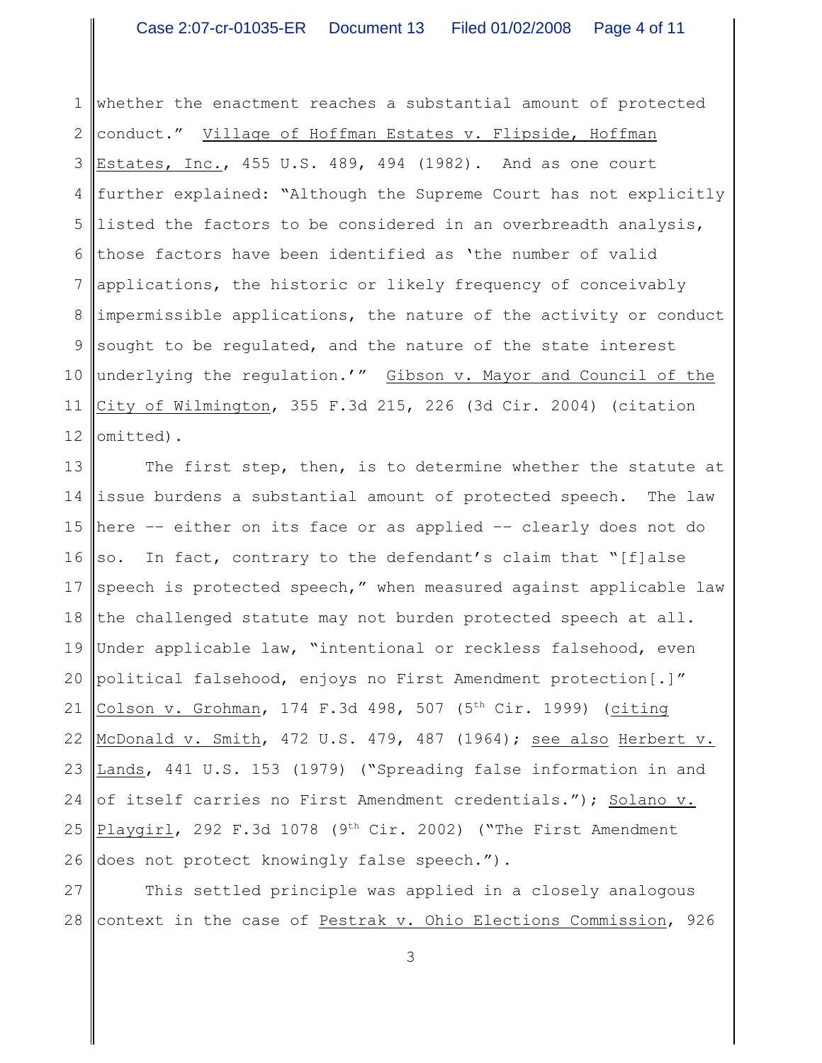whether the enactment reaches a substantial amount of protected conduct." Village of Hoffman Estates v. Flipside, Hoffman Estates, Inc., 455 U.S. 489, 494 (1982). And as one court further explained: "Although the Supreme Court has not explicitly listed the factors to be considered in an overbreadth analysis, those factors have been identified as 'the number of valid applications, the historic or likely frequency of conceivably impermissible applications, the nature of the activity or conduct sought to be regulated, and the nature of the state interest underlying the regulation.'" Gibson v. Mayor and Council of the City of Wilmington, 355 F.3d 215, 226 (3d Cir. 2004) (citation omitted).

The first step, then, is to determine whether the statute at issue burdens a substantial amount of protected speech. The law here -- either on its face or as applied -- clearly does not do so. In fact, contrary to the defendant's claim that "[f]alse speech is protected speech," when measured against applicable law the challenged statute may not burden protected speech at all. Under applicable law, "intentional or reckless falsehood, even political falsehood, enjoys no First Amendment protection[.]" Colson v. Grohman, 174 F.3d 498, 507 (5th Cir. 1999) (citing McDonald v. Smith, 472 U.S. 479, 487 (1964); see also Herbert v. Lands, 441 U.S. 153 (1979) ("Spreading false information in and of itself carries no First Amendment credentials."); Solano v. Playgirl, 292 F.3d 1078 (9th Cir. 2002) ("The First Amendment does not protect knowingly false speech.").

This settled principle was applied in a closely analogous context in the case of Pestrak v. Ohio Elections Commission, 926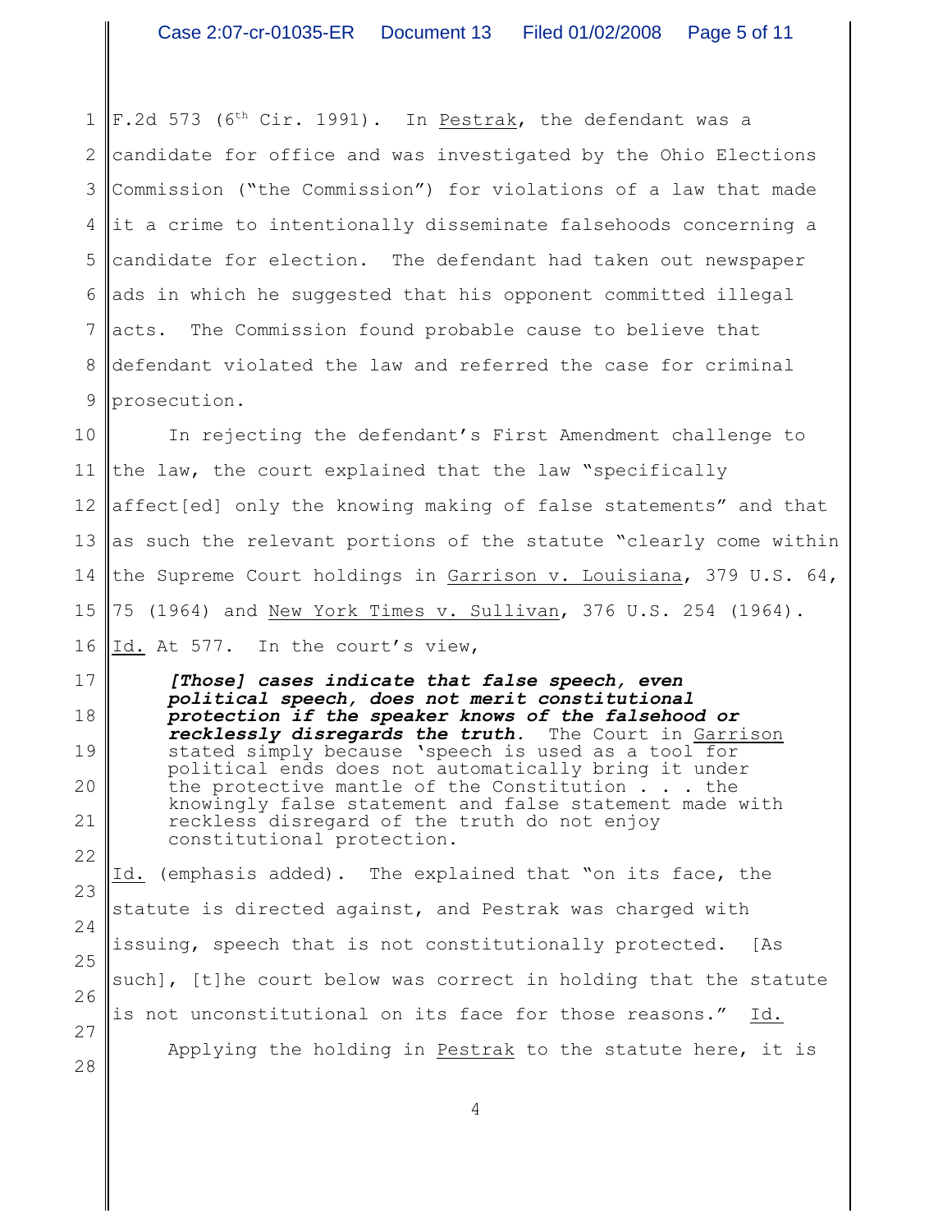F.2d 573 (6th Cir. 1991). In Pestrak, the defendant was a candidate for office and was investigated by the Ohio Elections Commission ("the Commission") for violations of a law that made it a crime to intentionally disseminate falsehoods concerning a candidate for election. The defendant had taken out newspaper ads in which he suggested that his opponent committed illegal acts. The Commission found probable cause to believe that defendant violated the law and referred the case for criminal prosecution.

In rejecting the defendant's First Amendment challenge to the law, the court explained that the law "specifically affect[ed] only the knowing making of false statements" and that as such the relevant portions of the statute "clearly come within the Supreme Court holdings in Garrison v. Louisiana, 379 U.S. 64, 75 (1964) and New York Times v. Sullivan, 376 U.S. 254 (1964). Id. At 577. In the court's view,

> ***[Those] cases indicate that false speech, even political speech, does not merit constitutional protection if the speaker knows of the falsehood or recklessly disregards the truth.*** The Court in Garrison stated simply because 'speech is used as a tool for political ends does not automatically bring it under the protective mantle of the Constitution . . . the knowingly false statement and false statement made with reckless disregard of the truth do not enjoy constitutional protection.

Id. (emphasis added). The explained that "on its face, the statute is directed against, and Pestrak was charged with issuing, speech that is not constitutionally protected. [As such], [t]he court below was correct in holding that the statute is not unconstitutional on its face for those reasons." Id.

Applying the holding in Pestrak to the statute here, it is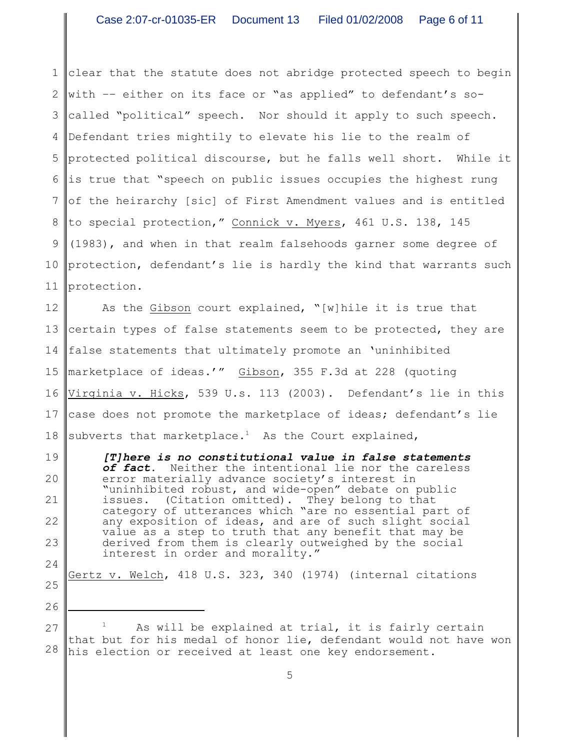clear that the statute does not abridge protected speech to begin with -- either on its face or "as applied" to defendant's so-called "political" speech. Nor should it apply to such speech. Defendant tries mightily to elevate his lie to the realm of protected political discourse, but he falls well short. While it is true that "speech on public issues occupies the highest rung of the heirarchy [sic] of First Amendment values and is entitled to special protection," Connick v. Myers, 461 U.S. 138, 145 (1983), and when in that realm falsehoods garner some degree of protection, defendant's lie is hardly the kind that warrants such protection.

As the Gibson court explained, "[w]hile it is true that certain types of false statements seem to be protected, they are false statements that ultimately promote an 'uninhibited marketplace of ideas.'" Gibson, 355 F.3d at 228 (quoting Virginia v. Hicks, 539 U.s. 113 (2003). Defendant's lie in this case does not promote the marketplace of ideas; defendant's lie subverts that marketplace.[1] As the Court explained,

> ***[T]here is no constitutional value in false statements of fact.*** Neither the intentional lie nor the careless error materially advance society's interest in "uninhibited robust, and wide-open" debate on public issues. (Citation omitted). They belong to that category of utterances which "are no essential part of any exposition of ideas, and are of such slight social value as a step to truth that any benefit that may be derived from them is clearly outweighed by the social interest in order and morality."

Gertz v. Welch, 418 U.S. 323, 340 (1974) (internal citations

---

[1] As will be explained at trial, it is fairly certain that but for his medal of honor lie, defendant would not have won his election or received at least one key endorsement.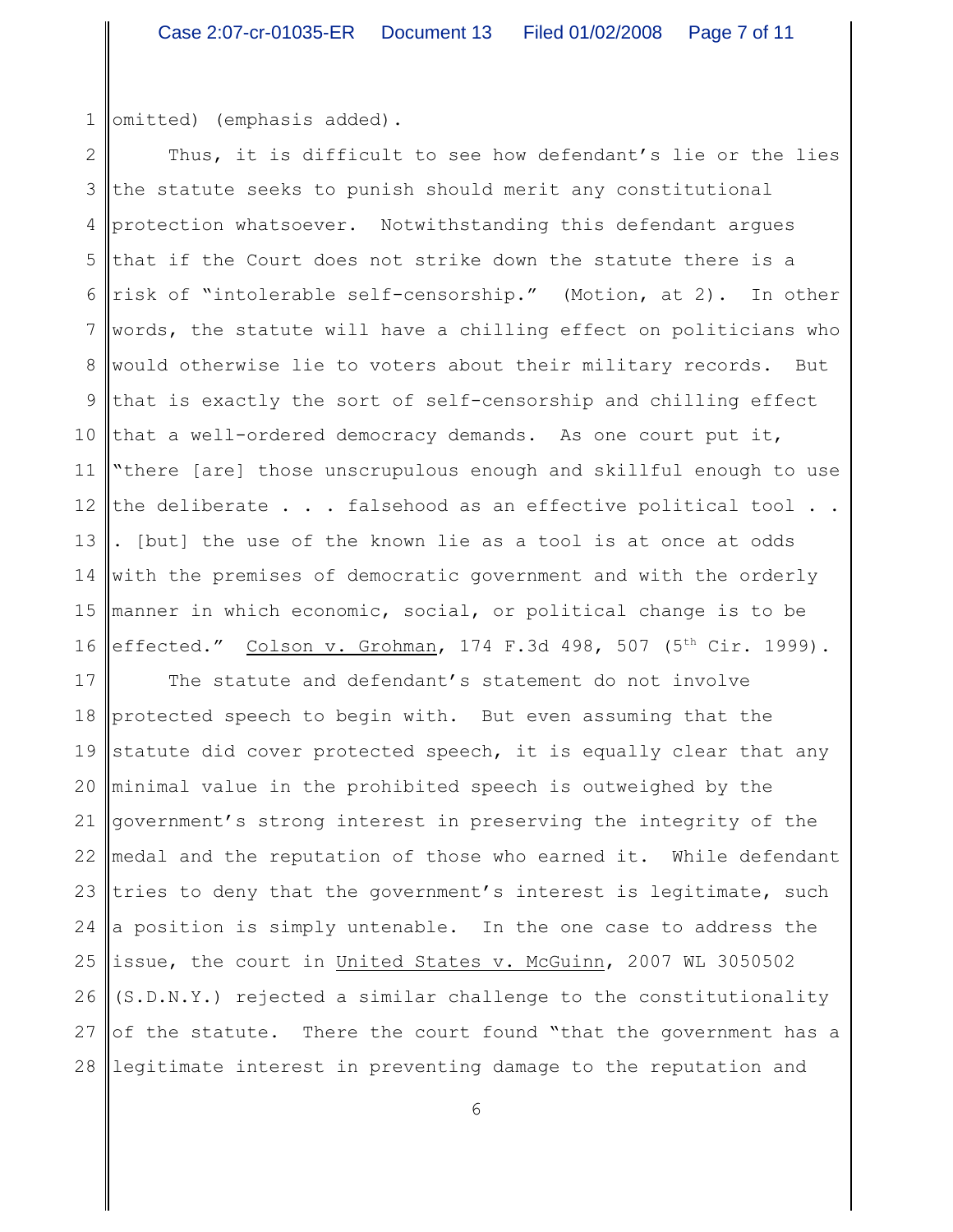omitted) (emphasis added).

Thus, it is difficult to see how defendant's lie or the lies the statute seeks to punish should merit any constitutional protection whatsoever. Notwithstanding this defendant argues that if the Court does not strike down the statute there is a risk of "intolerable self-censorship." (Motion, at 2). In other words, the statute will have a chilling effect on politicians who would otherwise lie to voters about their military records. But that is exactly the sort of self-censorship and chilling effect that a well-ordered democracy demands. As one court put it, "there [are] those unscrupulous enough and skillful enough to use the deliberate . . . falsehood as an effective political tool . . . [but] the use of the known lie as a tool is at once at odds with the premises of democratic government and with the orderly manner in which economic, social, or political change is to be effected." Colson v. Grohman, 174 F.3d 498, 507 (5th Cir. 1999).

The statute and defendant's statement do not involve protected speech to begin with. But even assuming that the statute did cover protected speech, it is equally clear that any minimal value in the prohibited speech is outweighed by the government's strong interest in preserving the integrity of the medal and the reputation of those who earned it. While defendant tries to deny that the government's interest is legitimate, such a position is simply untenable. In the one case to address the issue, the court in United States v. McGuinn, 2007 WL 3050502 (S.D.N.Y.) rejected a similar challenge to the constitutionality of the statute. There the court found "that the government has a legitimate interest in preventing damage to the reputation and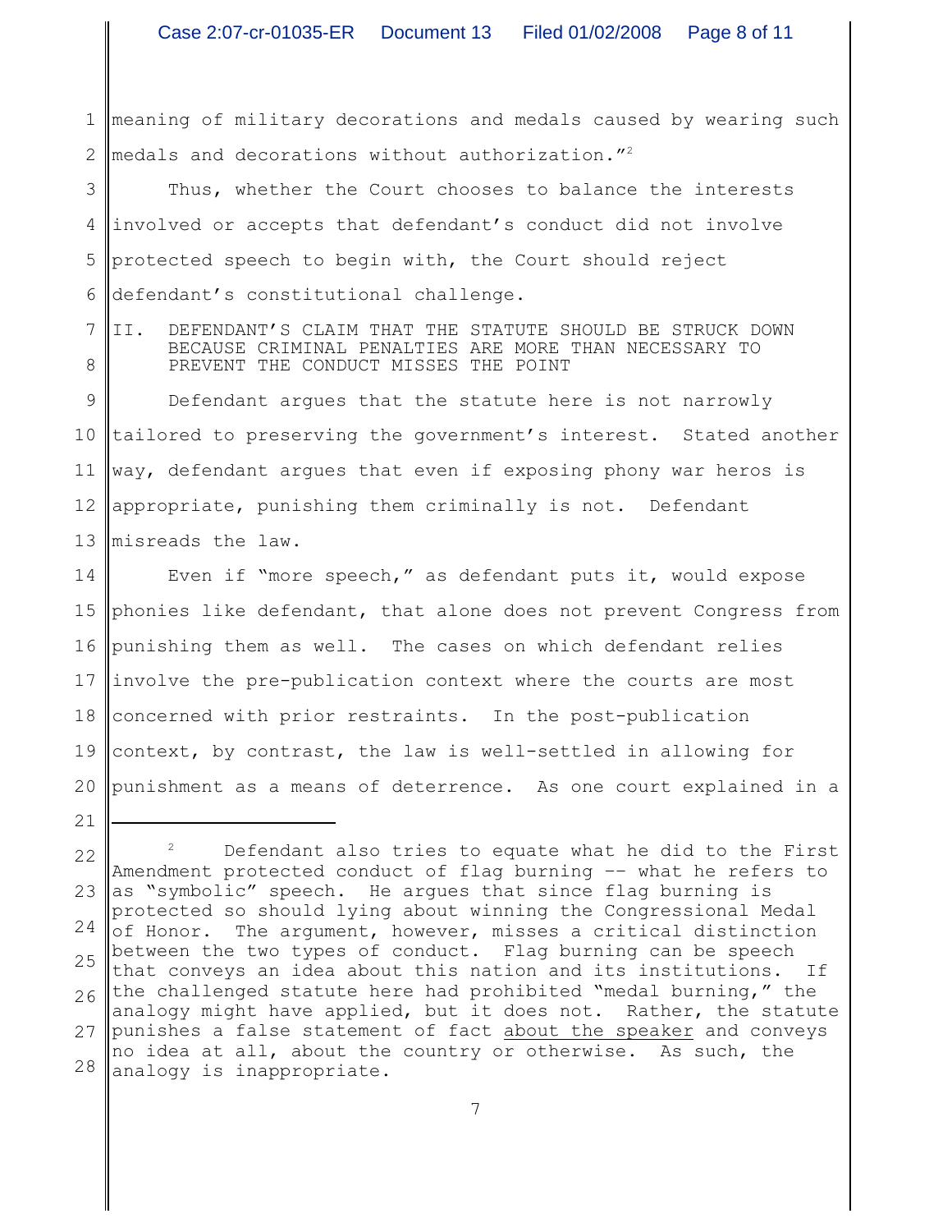meaning of military decorations and medals caused by wearing such medals and decorations without authorization."[2]

Thus, whether the Court chooses to balance the interests involved or accepts that defendant's conduct did not involve protected speech to begin with, the Court should reject defendant's constitutional challenge.

## II. DEFENDANT'S CLAIM THAT THE STATUTE SHOULD BE STRUCK DOWN BECAUSE CRIMINAL PENALTIES ARE MORE THAN NECESSARY TO PREVENT THE CONDUCT MISSES THE POINT

Defendant argues that the statute here is not narrowly tailored to preserving the government's interest. Stated another way, defendant argues that even if exposing phony war heros is appropriate, punishing them criminally is not. Defendant misreads the law.

Even if "more speech," as defendant puts it, would expose phonies like defendant, that alone does not prevent Congress from punishing them as well. The cases on which defendant relies involve the pre-publication context where the courts are most concerned with prior restraints. In the post-publication context, by contrast, the law is well-settled in allowing for punishment as a means of deterrence. As one court explained in a

---

[2] Defendant also tries to equate what he did to the First Amendment protected conduct of flag burning -- what he refers to as "symbolic" speech. He argues that since flag burning is protected so should lying about winning the Congressional Medal of Honor. The argument, however, misses a critical distinction between the two types of conduct. Flag burning can be speech that conveys an idea about this nation and its institutions. If the challenged statute here had prohibited "medal burning," the analogy might have applied, but it does not. Rather, the statute punishes a false statement of fact <u>about the speaker</u> and conveys no idea at all, about the country or otherwise. As such, the analogy is inappropriate.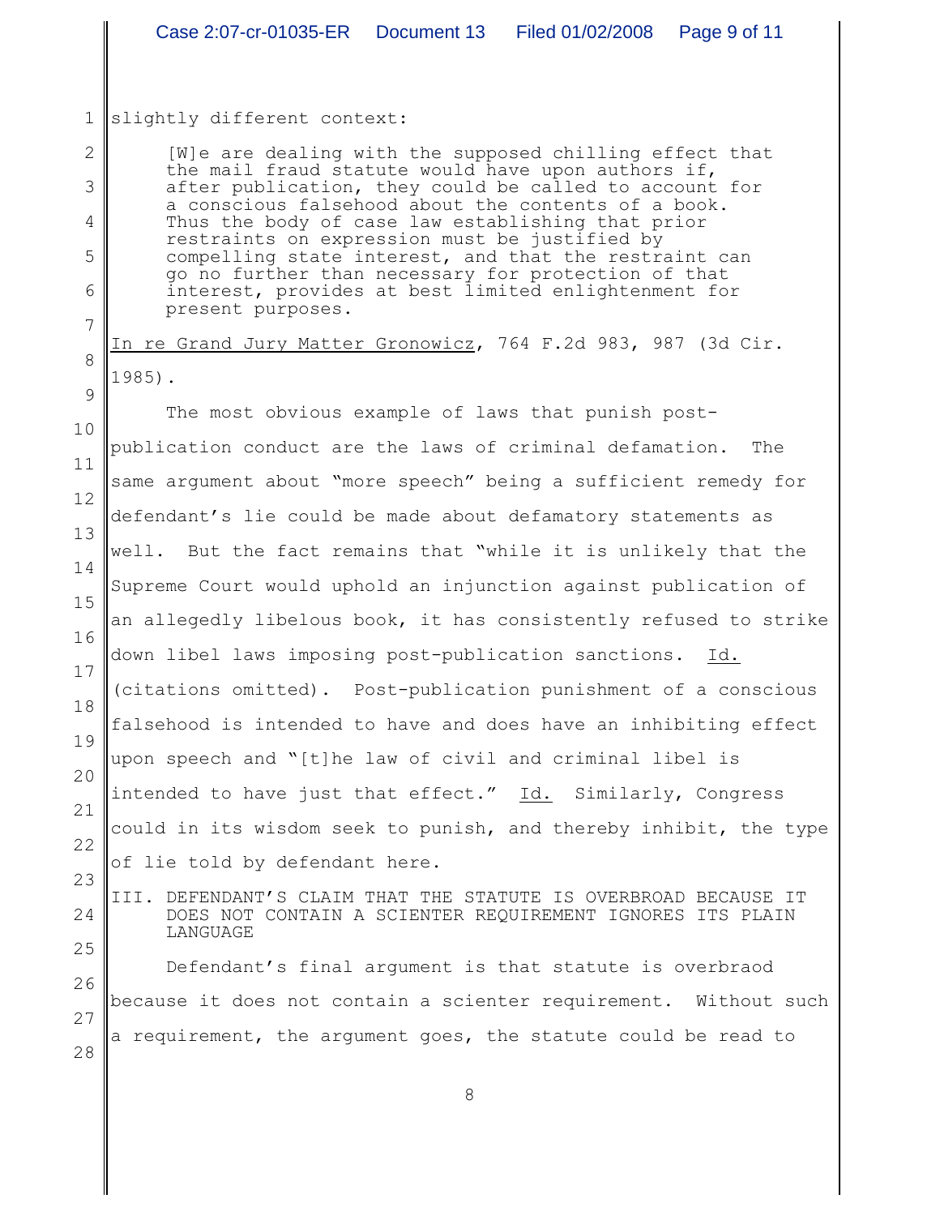slightly different context:

> [W]e are dealing with the supposed chilling effect that the mail fraud statute would have upon authors if, after publication, they could be called to account for a conscious falsehood about the contents of a book. Thus the body of case law establishing that prior restraints on expression must be justified by compelling state interest, and that the restraint can go no further than necessary for protection of that interest, provides at best limited enlightenment for present purposes.

In re Grand Jury Matter Gronowicz, 764 F.2d 983, 987 (3d Cir. 1985).

The most obvious example of laws that punish post-publication conduct are the laws of criminal defamation. The same argument about "more speech" being a sufficient remedy for defendant's lie could be made about defamatory statements as well. But the fact remains that "while it is unlikely that the Supreme Court would uphold an injunction against publication of an allegedly libelous book, it has consistently refused to strike down libel laws imposing post-publication sanctions. Id. (citations omitted). Post-publication punishment of a conscious falsehood is intended to have and does have an inhibiting effect upon speech and "[t]he law of civil and criminal libel is intended to have just that effect." Id. Similarly, Congress could in its wisdom seek to punish, and thereby inhibit, the type of lie told by defendant here.

## III. DEFENDANT'S CLAIM THAT THE STATUTE IS OVERBROAD BECAUSE IT DOES NOT CONTAIN A SCIENTER REQUIREMENT IGNORES ITS PLAIN LANGUAGE

Defendant's final argument is that statute is overbraod because it does not contain a scienter requirement. Without such a requirement, the argument goes, the statute could be read to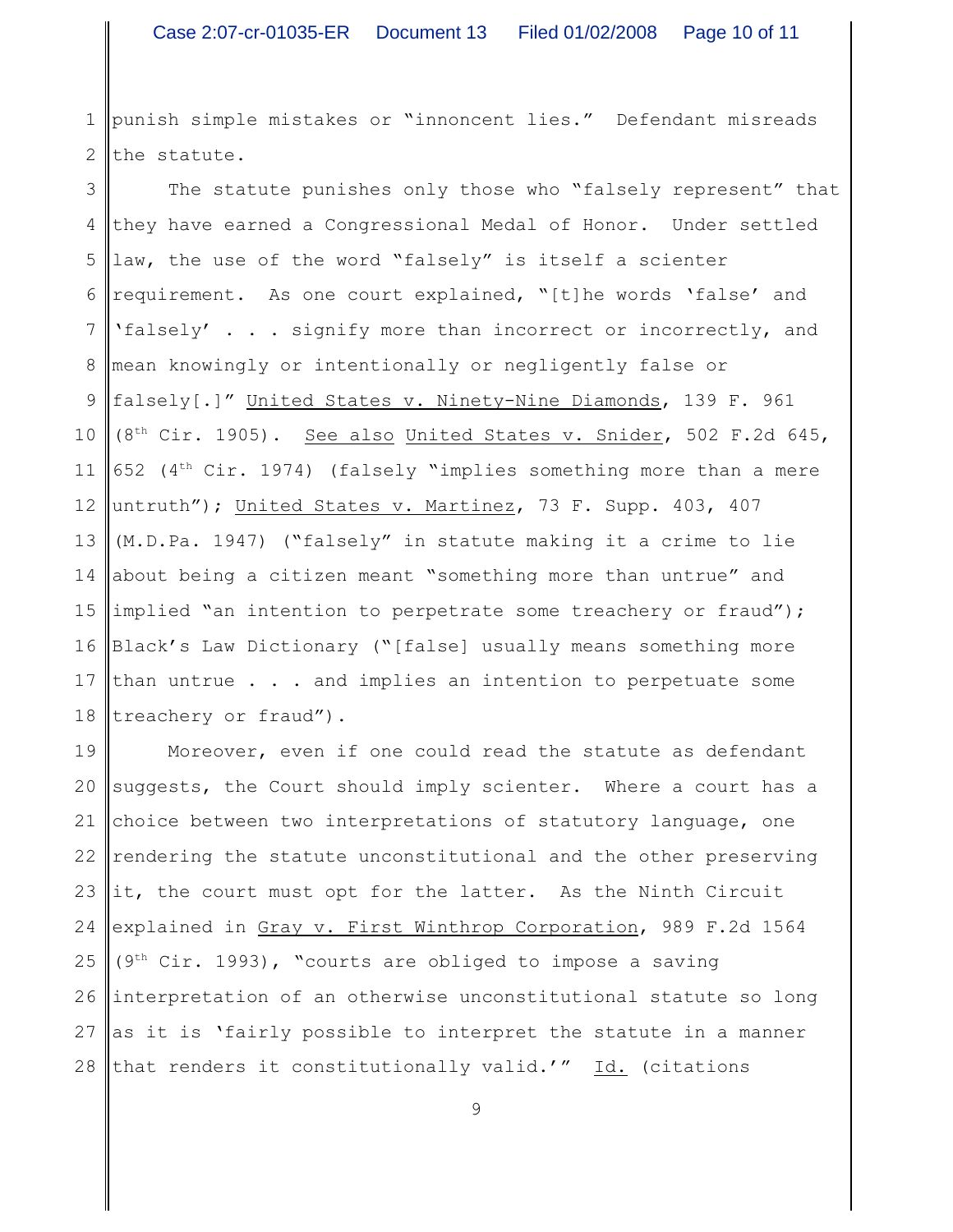punish simple mistakes or "innoncent lies." Defendant misreads the statute.

The statute punishes only those who "falsely represent" that they have earned a Congressional Medal of Honor. Under settled law, the use of the word "falsely" is itself a scienter requirement. As one court explained, "[t]he words 'false' and 'falsely' . . . signify more than incorrect or incorrectly, and mean knowingly or intentionally or negligently false or falsely[.]" United States v. Ninety-Nine Diamonds, 139 F. 961 (8th Cir. 1905). See also United States v. Snider, 502 F.2d 645, 652 (4th Cir. 1974) (falsely "implies something more than a mere untruth"); United States v. Martinez, 73 F. Supp. 403, 407 (M.D.Pa. 1947) ("falsely" in statute making it a crime to lie about being a citizen meant "something more than untrue" and implied "an intention to perpetrate some treachery or fraud"); Black's Law Dictionary ("[false] usually means something more than untrue . . . and implies an intention to perpetuate some treachery or fraud").

Moreover, even if one could read the statute as defendant suggests, the Court should imply scienter. Where a court has a choice between two interpretations of statutory language, one rendering the statute unconstitutional and the other preserving it, the court must opt for the latter. As the Ninth Circuit explained in Gray v. First Winthrop Corporation, 989 F.2d 1564 (9th Cir. 1993), "courts are obliged to impose a saving interpretation of an otherwise unconstitutional statute so long as it is 'fairly possible to interpret the statute in a manner that renders it constitutionally valid.'" Id. (citations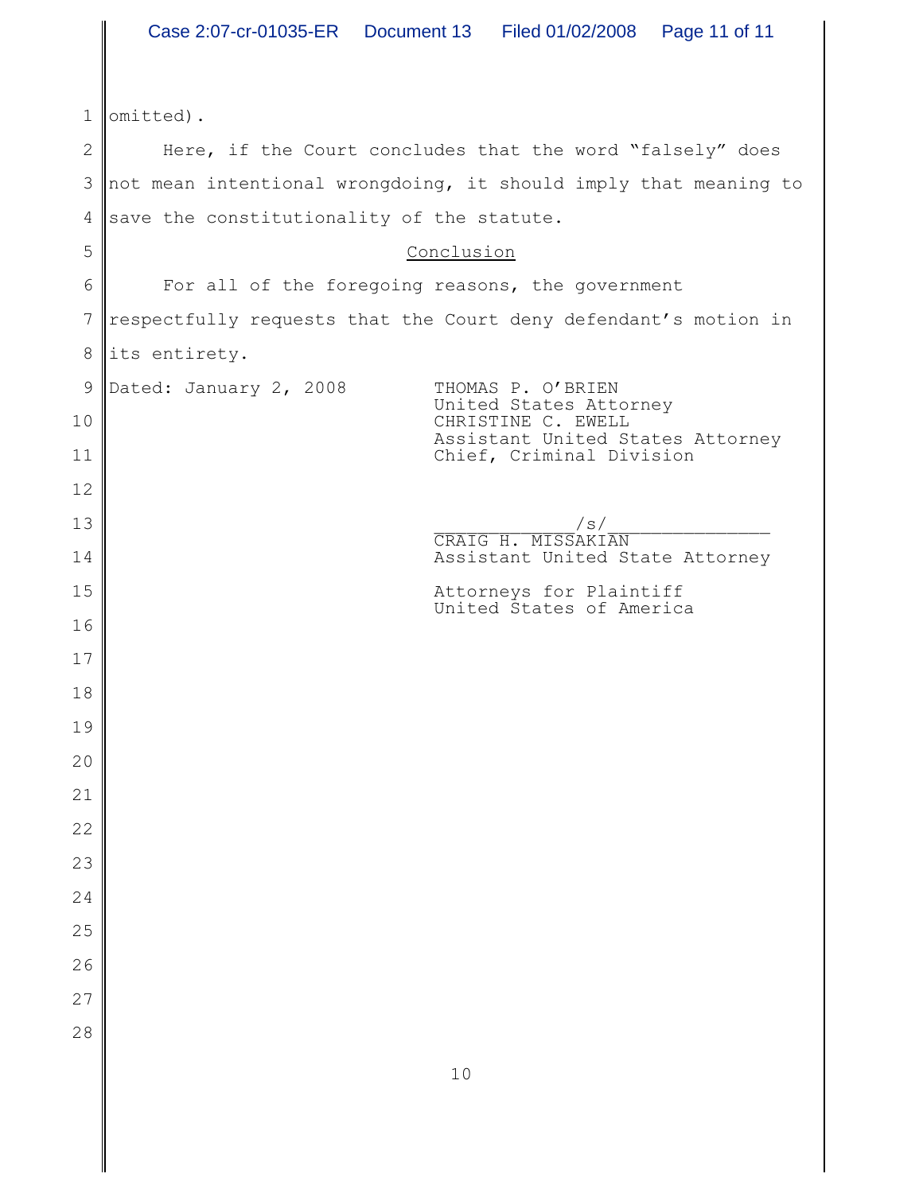omitted).

Here, if the Court concludes that the word "falsely" does not mean intentional wrongdoing, it should imply that meaning to save the constitutionality of the statute.

## Conclusion

For all of the foregoing reasons, the government respectfully requests that the Court deny defendant's motion in its entirety.

Dated: January 2, 2008

THOMAS P. O'BRIEN
United States Attorney
CHRISTINE C. EWELL
Assistant United States Attorney
Chief, Criminal Division

/s/
CRAIG H. MISSAKIAN
Assistant United State Attorney

Attorneys for Plaintiff
United States of America